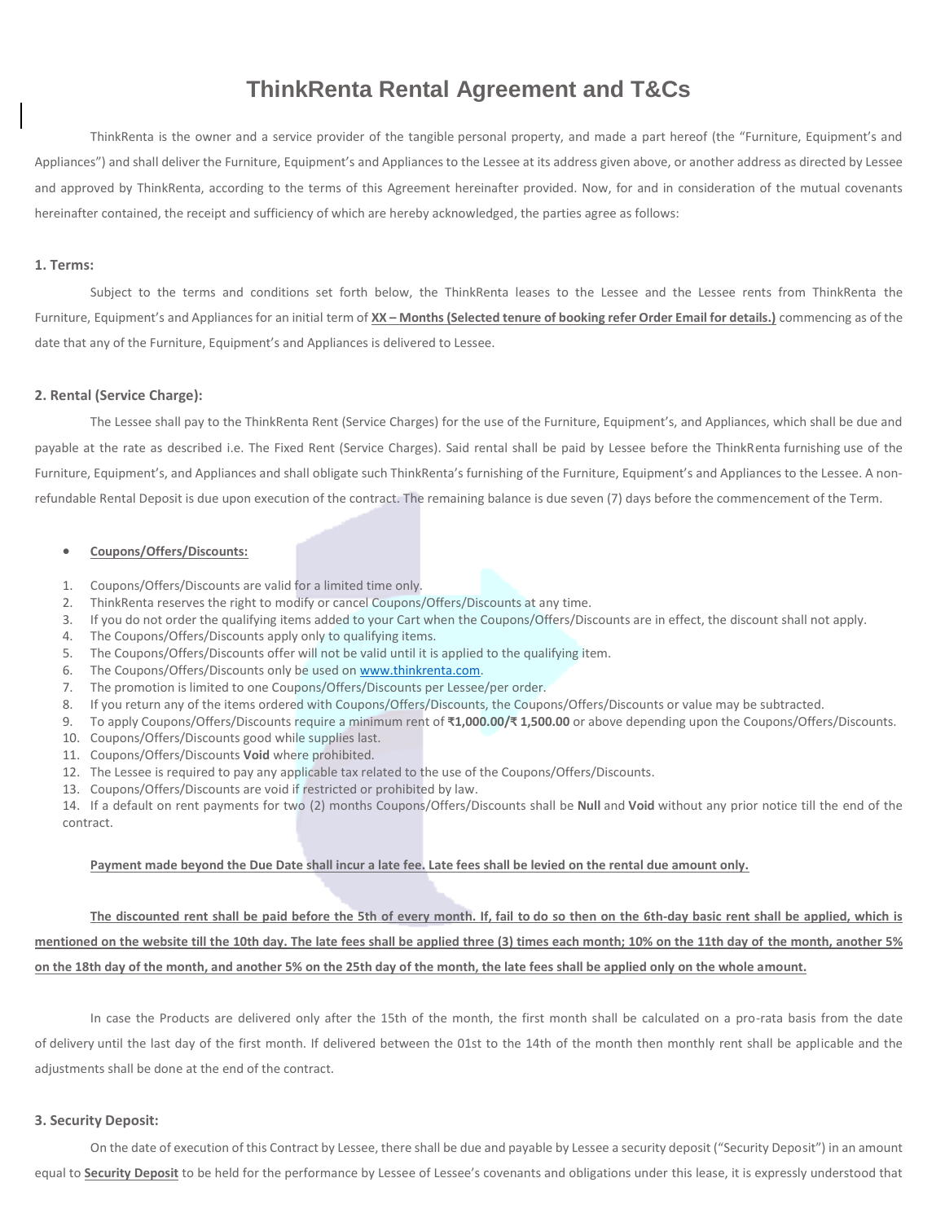# ThinkRenta Rental Agreement and T&Cs

ThinkRenta is the owner and a service provider of the tangible personal property, and made a part hereof (the "Furniture, Equipment's and Appliances") and shall deliver the Furniture, Equipment's and Appliances to the Lessee at its address given above, or another address as directed by Lessee and approved by ThinkRenta, according to the terms of this Agreement hereinafter provided. Now, for and in consideration of the mutual covenants hereinafter contained, the receipt and sufficiency of which are hereby acknowledged, the parties agree as follows:

### 1. Terms:

Subject to the terms and conditions set forth below, the ThinkRenta leases to the Lessee and the Lessee rents from ThinkRenta the Furniture, Equipment's and Appliances for an initial term of **XX – Months (Selected tenure of booking refer Order Email for details.)** commencing as of the date that any of the Furniture, Equipment's and Appliances is delivered to Lessee.

### 2. Rental (Service Charge):

The Lessee shall pay to the ThinkRenta Rent (Service Charges) for the use of the Furniture, Equipment's, and Appliances, which shall be due and payable at the rate as described i.e. The Fixed Rent (Service Charges). Said rental shall be paid by Lessee before the ThinkRenta furnishing use of the Furniture, Equipment's, and Appliances and shall obligate such ThinkRenta's furnishing of the Furniture, Equipment's and Appliances to the Lessee. A non-refundable Rental Deposit is due upon execution of the contract. The remaining balance is due seven (7) days before the commencement of the Term.

- **Coupons/Offers/Discounts:**

1. Coupons/Offers/Discounts are valid for a limited time only.
2. ThinkRenta reserves the right to modify or cancel Coupons/Offers/Discounts at any time.
3. If you do not order the qualifying items added to your Cart when the Coupons/Offers/Discounts are in effect, the discount shall not apply.
4. The Coupons/Offers/Discounts apply only to qualifying items.
5. The Coupons/Offers/Discounts offer will not be valid until it is applied to the qualifying item.
6. The Coupons/Offers/Discounts only be used on www.thinkrenta.com.
7. The promotion is limited to one Coupons/Offers/Discounts per Lessee/per order.
8. If you return any of the items ordered with Coupons/Offers/Discounts, the Coupons/Offers/Discounts or value may be subtracted.
9. To apply Coupons/Offers/Discounts require a minimum rent of **₹1,000.00/₹ 1,500.00** or above depending upon the Coupons/Offers/Discounts.
10. Coupons/Offers/Discounts good while supplies last.
11. Coupons/Offers/Discounts **Void** where prohibited.
12. The Lessee is required to pay any applicable tax related to the use of the Coupons/Offers/Discounts.
13. Coupons/Offers/Discounts are void if restricted or prohibited by law.
14. If a default on rent payments for two (2) months Coupons/Offers/Discounts shall be **Null** and **Void** without any prior notice till the end of the contract.

**Payment made beyond the Due Date shall incur a late fee. Late fees shall be levied on the rental due amount only.**

**The discounted rent shall be paid before the 5th of every month. If, fail to do so then on the 6th-day basic rent shall be applied, which is mentioned on the website till the 10th day. The late fees shall be applied three (3) times each month; 10% on the 11th day of the month, another 5% on the 18th day of the month, and another 5% on the 25th day of the month, the late fees shall be applied only on the whole amount.**

In case the Products are delivered only after the 15th of the month, the first month shall be calculated on a pro-rata basis from the date of delivery until the last day of the first month. If delivered between the 01st to the 14th of the month then monthly rent shall be applicable and the adjustments shall be done at the end of the contract.

### 3. Security Deposit:

On the date of execution of this Contract by Lessee, there shall be due and payable by Lessee a security deposit ("Security Deposit") in an amount equal to **Security Deposit** to be held for the performance by Lessee of Lessee's covenants and obligations under this lease, it is expressly understood that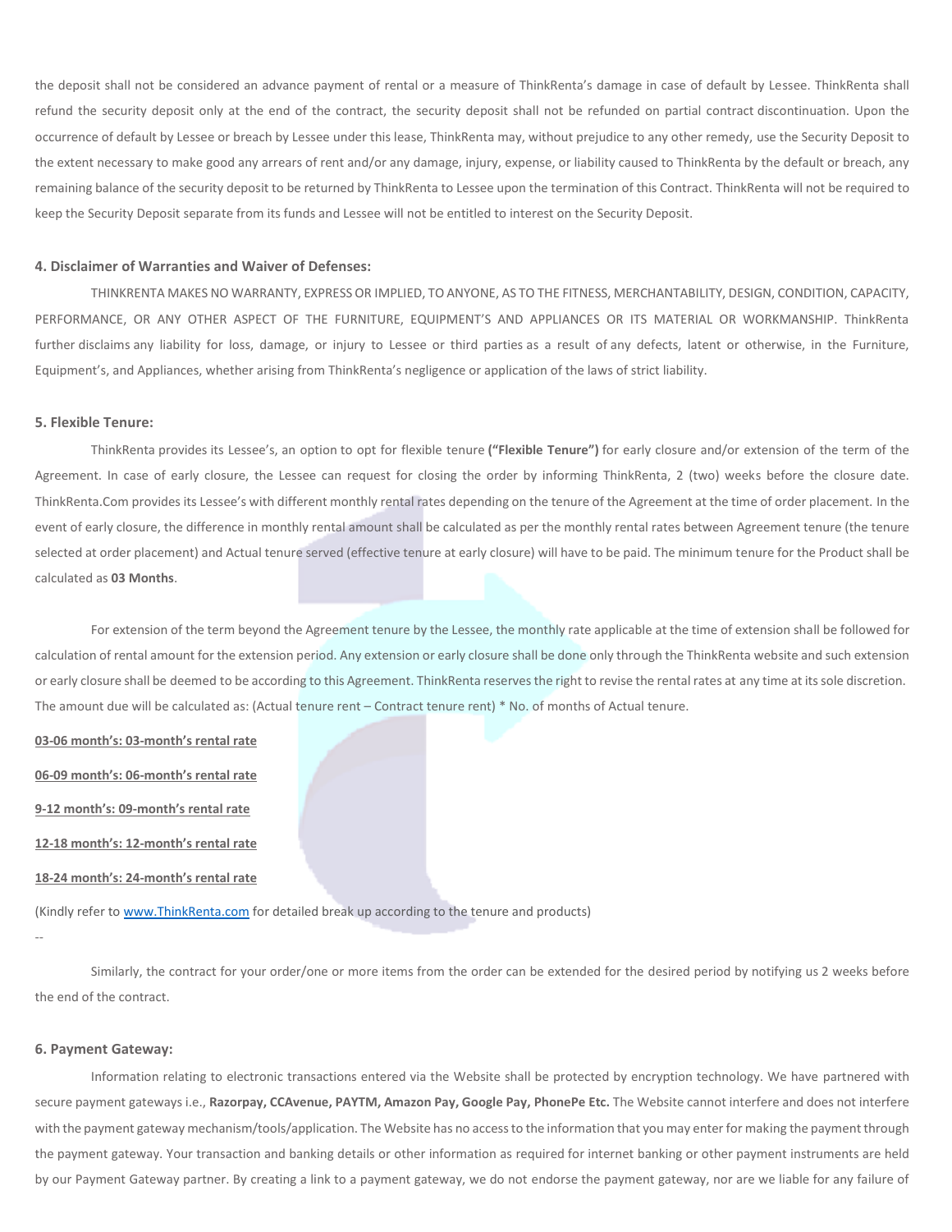the deposit shall not be considered an advance payment of rental or a measure of ThinkRenta's damage in case of default by Lessee. ThinkRenta shall refund the security deposit only at the end of the contract, the security deposit shall not be refunded on partial contract discontinuation. Upon the occurrence of default by Lessee or breach by Lessee under this lease, ThinkRenta may, without prejudice to any other remedy, use the Security Deposit to the extent necessary to make good any arrears of rent and/or any damage, injury, expense, or liability caused to ThinkRenta by the default or breach, any remaining balance of the security deposit to be returned by ThinkRenta to Lessee upon the termination of this Contract. ThinkRenta will not be required to keep the Security Deposit separate from its funds and Lessee will not be entitled to interest on the Security Deposit.

#### 4. Disclaimer of Warranties and Waiver of Defenses:

THINKRENTA MAKES NO WARRANTY, EXPRESS OR IMPLIED, TO ANYONE, AS TO THE FITNESS, MERCHANTABILITY, DESIGN, CONDITION, CAPACITY, PERFORMANCE, OR ANY OTHER ASPECT OF THE FURNITURE, EQUIPMENT'S AND APPLIANCES OR ITS MATERIAL OR WORKMANSHIP. ThinkRenta further disclaims any liability for loss, damage, or injury to Lessee or third parties as a result of any defects, latent or otherwise, in the Furniture, Equipment's, and Appliances, whether arising from ThinkRenta's negligence or application of the laws of strict liability.

#### 5. Flexible Tenure:

ThinkRenta provides its Lessee's, an option to opt for flexible tenure **("Flexible Tenure")** for early closure and/or extension of the term of the Agreement. In case of early closure, the Lessee can request for closing the order by informing ThinkRenta, 2 (two) weeks before the closure date. ThinkRenta.Com provides its Lessee's with different monthly rental rates depending on the tenure of the Agreement at the time of order placement. In the event of early closure, the difference in monthly rental amount shall be calculated as per the monthly rental rates between Agreement tenure (the tenure selected at order placement) and Actual tenure served (effective tenure at early closure) will have to be paid. The minimum tenure for the Product shall be calculated as **03 Months**.

For extension of the term beyond the Agreement tenure by the Lessee, the monthly rate applicable at the time of extension shall be followed for calculation of rental amount for the extension period. Any extension or early closure shall be done only through the ThinkRenta website and such extension or early closure shall be deemed to be according to this Agreement. ThinkRenta reserves the right to revise the rental rates at any time at its sole discretion. The amount due will be calculated as: (Actual tenure rent – Contract tenure rent) * No. of months of Actual tenure.

**03-06 month's: 03-month's rental rate**

**06-09 month's: 06-month's rental rate**

**9-12 month's: 09-month's rental rate**

**12-18 month's: 12-month's rental rate**

**18-24 month's: 24-month's rental rate**

(Kindly refer to [www.ThinkRenta.com](www.ThinkRenta.com) for detailed break up according to the tenure and products)

--

Similarly, the contract for your order/one or more items from the order can be extended for the desired period by notifying us 2 weeks before the end of the contract.

#### 6. Payment Gateway:

Information relating to electronic transactions entered via the Website shall be protected by encryption technology. We have partnered with secure payment gateways i.e., **Razorpay, CCAvenue, PAYTM, Amazon Pay, Google Pay, PhonePe Etc.** The Website cannot interfere and does not interfere with the payment gateway mechanism/tools/application. The Website has no access to the information that you may enter for making the payment through the payment gateway. Your transaction and banking details or other information as required for internet banking or other payment instruments are held by our Payment Gateway partner. By creating a link to a payment gateway, we do not endorse the payment gateway, nor are we liable for any failure of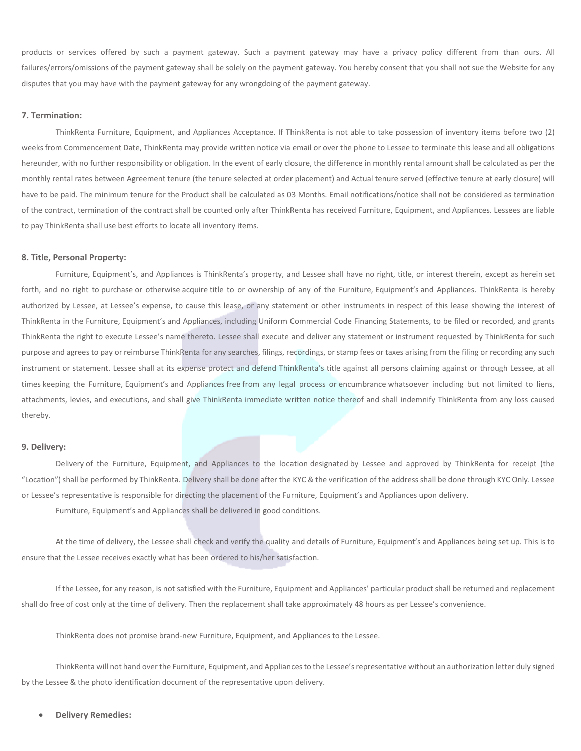products or services offered by such a payment gateway. Such a payment gateway may have a privacy policy different from than ours. All failures/errors/omissions of the payment gateway shall be solely on the payment gateway. You hereby consent that you shall not sue the Website for any disputes that you may have with the payment gateway for any wrongdoing of the payment gateway.

### 7. Termination:

ThinkRenta Furniture, Equipment, and Appliances Acceptance. If ThinkRenta is not able to take possession of inventory items before two (2) weeks from Commencement Date, ThinkRenta may provide written notice via email or over the phone to Lessee to terminate this lease and all obligations hereunder, with no further responsibility or obligation. In the event of early closure, the difference in monthly rental amount shall be calculated as per the monthly rental rates between Agreement tenure (the tenure selected at order placement) and Actual tenure served (effective tenure at early closure) will have to be paid. The minimum tenure for the Product shall be calculated as 03 Months. Email notifications/notice shall not be considered as termination of the contract, termination of the contract shall be counted only after ThinkRenta has received Furniture, Equipment, and Appliances. Lessees are liable to pay ThinkRenta shall use best efforts to locate all inventory items.

### 8. Title, Personal Property:

Furniture, Equipment's, and Appliances is ThinkRenta's property, and Lessee shall have no right, title, or interest therein, except as herein set forth, and no right to purchase or otherwise acquire title to or ownership of any of the Furniture, Equipment's and Appliances. ThinkRenta is hereby authorized by Lessee, at Lessee's expense, to cause this lease, or any statement or other instruments in respect of this lease showing the interest of ThinkRenta in the Furniture, Equipment's and Appliances, including Uniform Commercial Code Financing Statements, to be filed or recorded, and grants ThinkRenta the right to execute Lessee's name thereto. Lessee shall execute and deliver any statement or instrument requested by ThinkRenta for such purpose and agrees to pay or reimburse ThinkRenta for any searches, filings, recordings, or stamp fees or taxes arising from the filing or recording any such instrument or statement. Lessee shall at its expense protect and defend ThinkRenta's title against all persons claiming against or through Lessee, at all times keeping the Furniture, Equipment's and Appliances free from any legal process or encumbrance whatsoever including but not limited to liens, attachments, levies, and executions, and shall give ThinkRenta immediate written notice thereof and shall indemnify ThinkRenta from any loss caused thereby.

### 9. Delivery:

Delivery of the Furniture, Equipment, and Appliances to the location designated by Lessee and approved by ThinkRenta for receipt (the "Location") shall be performed by ThinkRenta. Delivery shall be done after the KYC & the verification of the address shall be done through KYC Only. Lessee or Lessee's representative is responsible for directing the placement of the Furniture, Equipment's and Appliances upon delivery.

Furniture, Equipment's and Appliances shall be delivered in good conditions.

At the time of delivery, the Lessee shall check and verify the quality and details of Furniture, Equipment's and Appliances being set up. This is to ensure that the Lessee receives exactly what has been ordered to his/her satisfaction.

If the Lessee, for any reason, is not satisfied with the Furniture, Equipment and Appliances' particular product shall be returned and replacement shall do free of cost only at the time of delivery. Then the replacement shall take approximately 48 hours as per Lessee's convenience.

ThinkRenta does not promise brand-new Furniture, Equipment, and Appliances to the Lessee.

ThinkRenta will not hand over the Furniture, Equipment, and Appliances to the Lessee's representative without an authorization letter duly signed by the Lessee & the photo identification document of the representative upon delivery.

- **Delivery Remedies:**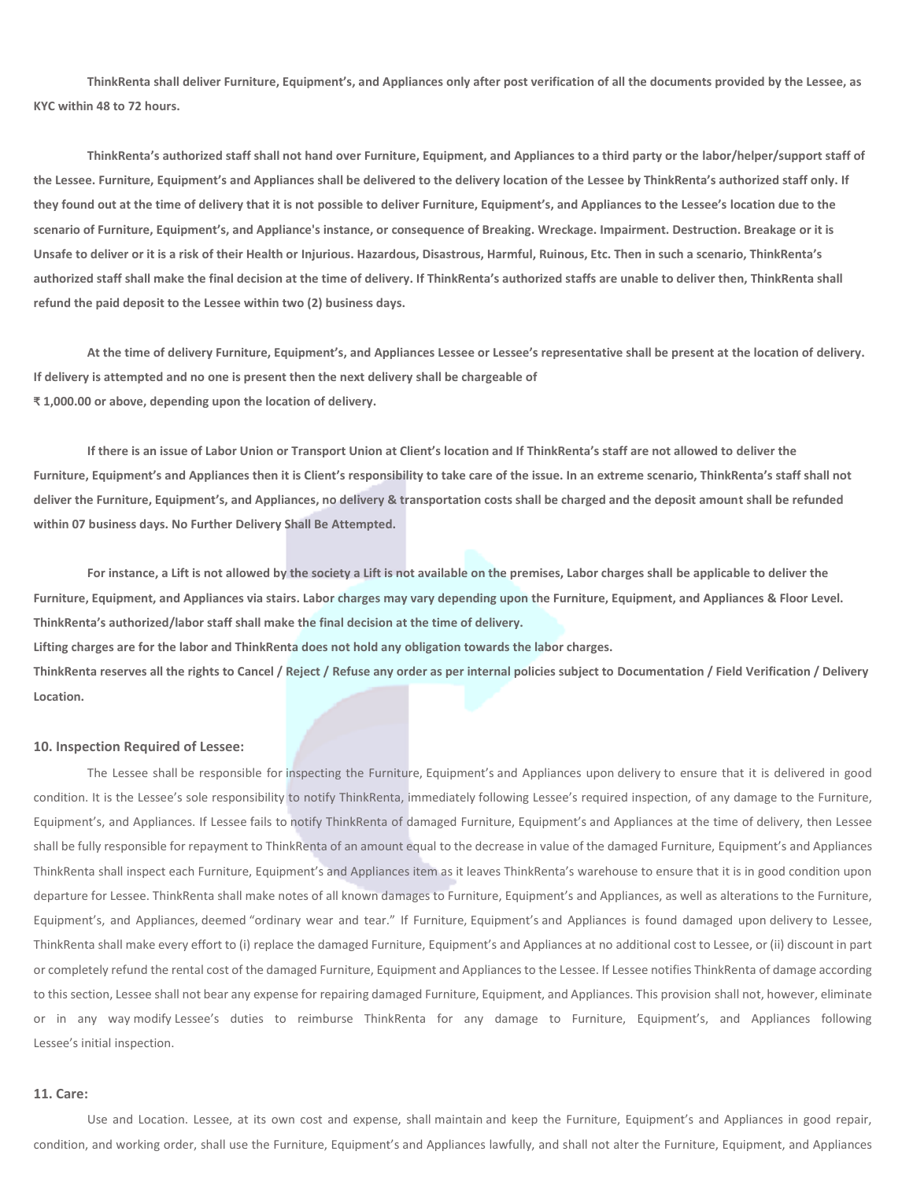**ThinkRenta shall deliver Furniture, Equipment's, and Appliances only after post verification of all the documents provided by the Lessee, as KYC within 48 to 72 hours.**

**ThinkRenta's authorized staff shall not hand over Furniture, Equipment, and Appliances to a third party or the labor/helper/support staff of the Lessee. Furniture, Equipment's and Appliances shall be delivered to the delivery location of the Lessee by ThinkRenta's authorized staff only. If they found out at the time of delivery that it is not possible to deliver Furniture, Equipment's, and Appliances to the Lessee's location due to the scenario of Furniture, Equipment's, and Appliance's instance, or consequence of Breaking. Wreckage. Impairment. Destruction. Breakage or it is Unsafe to deliver or it is a risk of their Health or Injurious. Hazardous, Disastrous, Harmful, Ruinous, Etc. Then in such a scenario, ThinkRenta's authorized staff shall make the final decision at the time of delivery. If ThinkRenta's authorized staffs are unable to deliver then, ThinkRenta shall refund the paid deposit to the Lessee within two (2) business days.**

**At the time of delivery Furniture, Equipment's, and Appliances Lessee or Lessee's representative shall be present at the location of delivery. If delivery is attempted and no one is present then the next delivery shall be chargeable of**
**₹ 1,000.00 or above, depending upon the location of delivery.**

**If there is an issue of Labor Union or Transport Union at Client's location and If ThinkRenta's staff are not allowed to deliver the Furniture, Equipment's and Appliances then it is Client's responsibility to take care of the issue. In an extreme scenario, ThinkRenta's staff shall not deliver the Furniture, Equipment's, and Appliances, no delivery & transportation costs shall be charged and the deposit amount shall be refunded within 07 business days. No Further Delivery Shall Be Attempted.**

**For instance, a Lift is not allowed by the society a Lift is not available on the premises, Labor charges shall be applicable to deliver the Furniture, Equipment, and Appliances via stairs. Labor charges may vary depending upon the Furniture, Equipment, and Appliances & Floor Level. ThinkRenta's authorized/labor staff shall make the final decision at the time of delivery.**
**Lifting charges are for the labor and ThinkRenta does not hold any obligation towards the labor charges.**
**ThinkRenta reserves all the rights to Cancel / Reject / Refuse any order as per internal policies subject to Documentation / Field Verification / Delivery Location.**

### 10. Inspection Required of Lessee:

The Lessee shall be responsible for inspecting the Furniture, Equipment's and Appliances upon delivery to ensure that it is delivered in good condition. It is the Lessee's sole responsibility to notify ThinkRenta, immediately following Lessee's required inspection, of any damage to the Furniture, Equipment's, and Appliances. If Lessee fails to notify ThinkRenta of damaged Furniture, Equipment's and Appliances at the time of delivery, then Lessee shall be fully responsible for repayment to ThinkRenta of an amount equal to the decrease in value of the damaged Furniture, Equipment's and Appliances ThinkRenta shall inspect each Furniture, Equipment's and Appliances item as it leaves ThinkRenta's warehouse to ensure that it is in good condition upon departure for Lessee. ThinkRenta shall make notes of all known damages to Furniture, Equipment's and Appliances, as well as alterations to the Furniture, Equipment's, and Appliances, deemed "ordinary wear and tear." If Furniture, Equipment's and Appliances is found damaged upon delivery to Lessee, ThinkRenta shall make every effort to (i) replace the damaged Furniture, Equipment's and Appliances at no additional cost to Lessee, or (ii) discount in part or completely refund the rental cost of the damaged Furniture, Equipment and Appliances to the Lessee. If Lessee notifies ThinkRenta of damage according to this section, Lessee shall not bear any expense for repairing damaged Furniture, Equipment, and Appliances. This provision shall not, however, eliminate or in any way modify Lessee's duties to reimburse ThinkRenta for any damage to Furniture, Equipment's, and Appliances following Lessee's initial inspection.

### 11. Care:

Use and Location. Lessee, at its own cost and expense, shall maintain and keep the Furniture, Equipment's and Appliances in good repair, condition, and working order, shall use the Furniture, Equipment's and Appliances lawfully, and shall not alter the Furniture, Equipment, and Appliances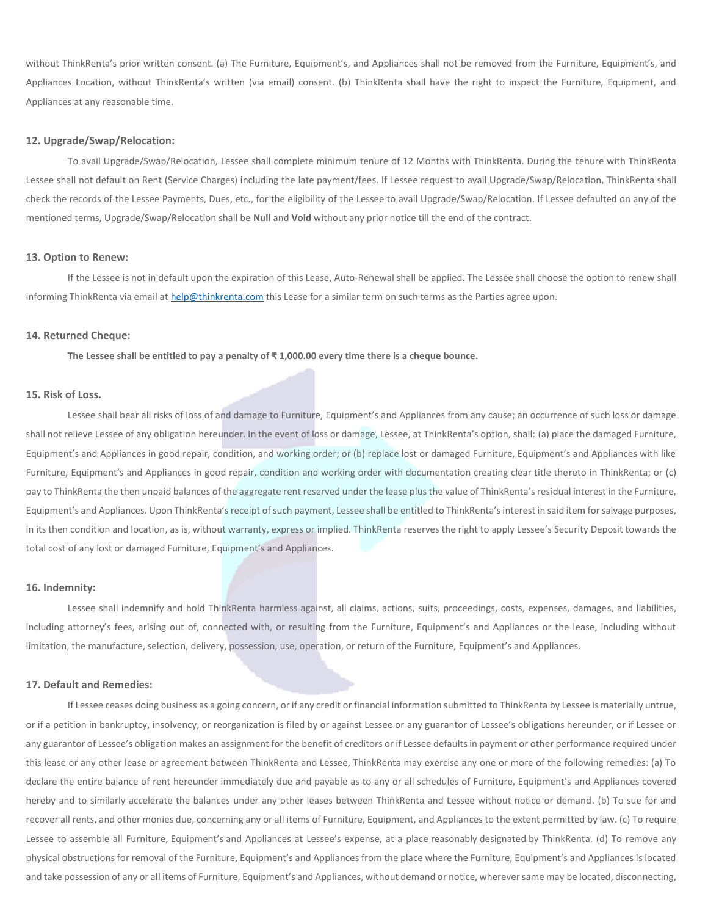without ThinkRenta's prior written consent. (a) The Furniture, Equipment's, and Appliances shall not be removed from the Furniture, Equipment's, and Appliances Location, without ThinkRenta's written (via email) consent. (b) ThinkRenta shall have the right to inspect the Furniture, Equipment, and Appliances at any reasonable time.

### 12. Upgrade/Swap/Relocation:

To avail Upgrade/Swap/Relocation, Lessee shall complete minimum tenure of 12 Months with ThinkRenta. During the tenure with ThinkRenta Lessee shall not default on Rent (Service Charges) including the late payment/fees. If Lessee request to avail Upgrade/Swap/Relocation, ThinkRenta shall check the records of the Lessee Payments, Dues, etc., for the eligibility of the Lessee to avail Upgrade/Swap/Relocation. If Lessee defaulted on any of the mentioned terms, Upgrade/Swap/Relocation shall be **Null** and **Void** without any prior notice till the end of the contract.

### 13. Option to Renew:

If the Lessee is not in default upon the expiration of this Lease, Auto-Renewal shall be applied. The Lessee shall choose the option to renew shall informing ThinkRenta via email at help@thinkrenta.com this Lease for a similar term on such terms as the Parties agree upon.

### 14. Returned Cheque:

**The Lessee shall be entitled to pay a penalty of ₹ 1,000.00 every time there is a cheque bounce.**

### 15. Risk of Loss.

Lessee shall bear all risks of loss of and damage to Furniture, Equipment's and Appliances from any cause; an occurrence of such loss or damage shall not relieve Lessee of any obligation hereunder. In the event of loss or damage, Lessee, at ThinkRenta's option, shall: (a) place the damaged Furniture, Equipment's and Appliances in good repair, condition, and working order; or (b) replace lost or damaged Furniture, Equipment's and Appliances with like Furniture, Equipment's and Appliances in good repair, condition and working order with documentation creating clear title thereto in ThinkRenta; or (c) pay to ThinkRenta the then unpaid balances of the aggregate rent reserved under the lease plus the value of ThinkRenta's residual interest in the Furniture, Equipment's and Appliances. Upon ThinkRenta's receipt of such payment, Lessee shall be entitled to ThinkRenta's interest in said item for salvage purposes, in its then condition and location, as is, without warranty, express or implied. ThinkRenta reserves the right to apply Lessee's Security Deposit towards the total cost of any lost or damaged Furniture, Equipment's and Appliances.

### 16. Indemnity:

Lessee shall indemnify and hold ThinkRenta harmless against, all claims, actions, suits, proceedings, costs, expenses, damages, and liabilities, including attorney's fees, arising out of, connected with, or resulting from the Furniture, Equipment's and Appliances or the lease, including without limitation, the manufacture, selection, delivery, possession, use, operation, or return of the Furniture, Equipment's and Appliances.

### 17. Default and Remedies:

If Lessee ceases doing business as a going concern, or if any credit or financial information submitted to ThinkRenta by Lessee is materially untrue, or if a petition in bankruptcy, insolvency, or reorganization is filed by or against Lessee or any guarantor of Lessee's obligations hereunder, or if Lessee or any guarantor of Lessee's obligation makes an assignment for the benefit of creditors or if Lessee defaults in payment or other performance required under this lease or any other lease or agreement between ThinkRenta and Lessee, ThinkRenta may exercise any one or more of the following remedies: (a) To declare the entire balance of rent hereunder immediately due and payable as to any or all schedules of Furniture, Equipment's and Appliances covered hereby and to similarly accelerate the balances under any other leases between ThinkRenta and Lessee without notice or demand. (b) To sue for and recover all rents, and other monies due, concerning any or all items of Furniture, Equipment, and Appliances to the extent permitted by law. (c) To require Lessee to assemble all Furniture, Equipment's and Appliances at Lessee's expense, at a place reasonably designated by ThinkRenta. (d) To remove any physical obstructions for removal of the Furniture, Equipment's and Appliances from the place where the Furniture, Equipment's and Appliances is located and take possession of any or all items of Furniture, Equipment's and Appliances, without demand or notice, wherever same may be located, disconnecting,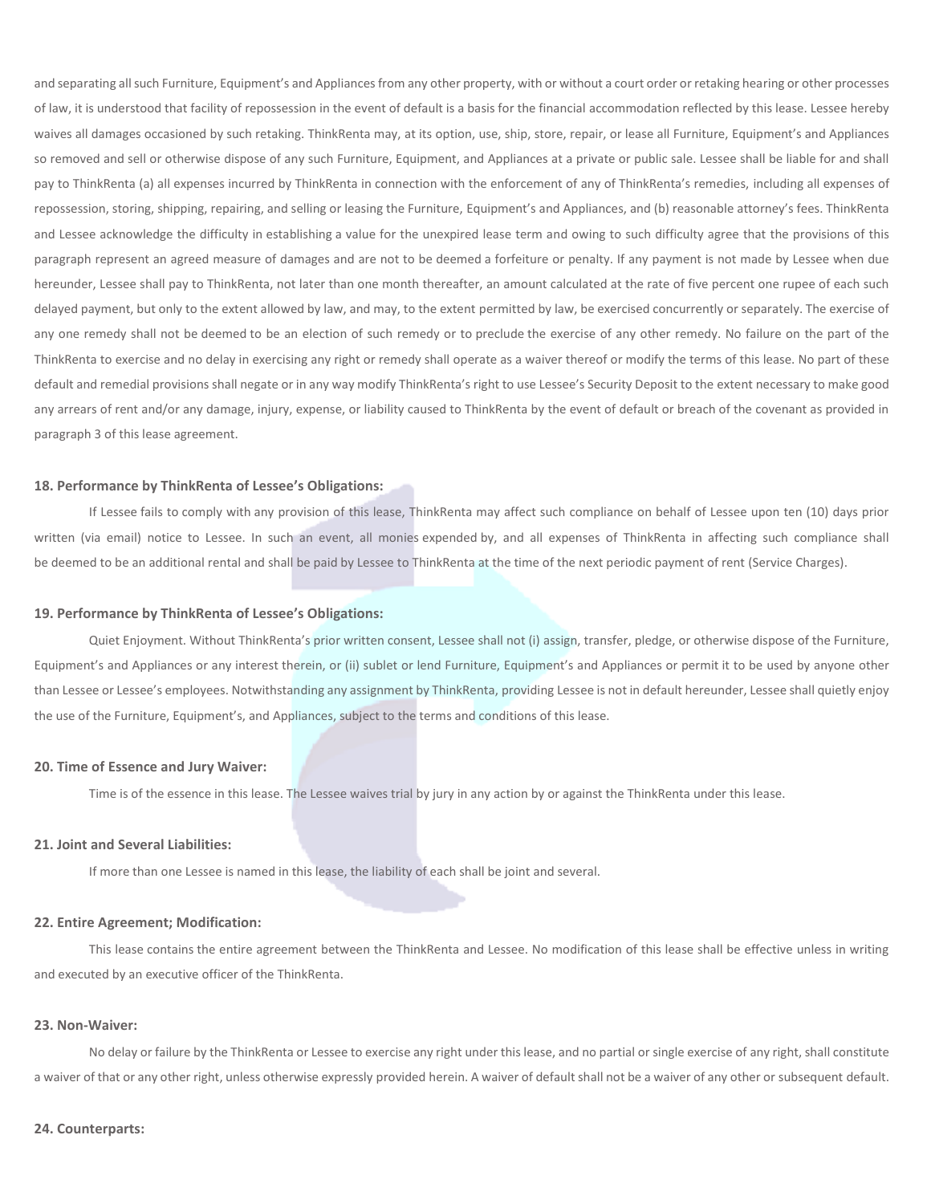and separating all such Furniture, Equipment's and Appliances from any other property, with or without a court order or retaking hearing or other processes of law, it is understood that facility of repossession in the event of default is a basis for the financial accommodation reflected by this lease. Lessee hereby waives all damages occasioned by such retaking. ThinkRenta may, at its option, use, ship, store, repair, or lease all Furniture, Equipment's and Appliances so removed and sell or otherwise dispose of any such Furniture, Equipment, and Appliances at a private or public sale. Lessee shall be liable for and shall pay to ThinkRenta (a) all expenses incurred by ThinkRenta in connection with the enforcement of any of ThinkRenta's remedies, including all expenses of repossession, storing, shipping, repairing, and selling or leasing the Furniture, Equipment's and Appliances, and (b) reasonable attorney's fees. ThinkRenta and Lessee acknowledge the difficulty in establishing a value for the unexpired lease term and owing to such difficulty agree that the provisions of this paragraph represent an agreed measure of damages and are not to be deemed a forfeiture or penalty. If any payment is not made by Lessee when due hereunder, Lessee shall pay to ThinkRenta, not later than one month thereafter, an amount calculated at the rate of five percent one rupee of each such delayed payment, but only to the extent allowed by law, and may, to the extent permitted by law, be exercised concurrently or separately. The exercise of any one remedy shall not be deemed to be an election of such remedy or to preclude the exercise of any other remedy. No failure on the part of the ThinkRenta to exercise and no delay in exercising any right or remedy shall operate as a waiver thereof or modify the terms of this lease. No part of these default and remedial provisions shall negate or in any way modify ThinkRenta's right to use Lessee's Security Deposit to the extent necessary to make good any arrears of rent and/or any damage, injury, expense, or liability caused to ThinkRenta by the event of default or breach of the covenant as provided in paragraph 3 of this lease agreement.

**18. Performance by ThinkRenta of Lessee's Obligations:**

If Lessee fails to comply with any provision of this lease, ThinkRenta may affect such compliance on behalf of Lessee upon ten (10) days prior written (via email) notice to Lessee. In such an event, all monies expended by, and all expenses of ThinkRenta in affecting such compliance shall be deemed to be an additional rental and shall be paid by Lessee to ThinkRenta at the time of the next periodic payment of rent (Service Charges).

**19. Performance by ThinkRenta of Lessee's Obligations:**

Quiet Enjoyment. Without ThinkRenta's prior written consent, Lessee shall not (i) assign, transfer, pledge, or otherwise dispose of the Furniture, Equipment's and Appliances or any interest therein, or (ii) sublet or lend Furniture, Equipment's and Appliances or permit it to be used by anyone other than Lessee or Lessee's employees. Notwithstanding any assignment by ThinkRenta, providing Lessee is not in default hereunder, Lessee shall quietly enjoy the use of the Furniture, Equipment's, and Appliances, subject to the terms and conditions of this lease.

**20. Time of Essence and Jury Waiver:**

Time is of the essence in this lease. The Lessee waives trial by jury in any action by or against the ThinkRenta under this lease.

**21. Joint and Several Liabilities:**

If more than one Lessee is named in this lease, the liability of each shall be joint and several.

**22. Entire Agreement; Modification:**

This lease contains the entire agreement between the ThinkRenta and Lessee. No modification of this lease shall be effective unless in writing and executed by an executive officer of the ThinkRenta.

**23. Non-Waiver:**

No delay or failure by the ThinkRenta or Lessee to exercise any right under this lease, and no partial or single exercise of any right, shall constitute a waiver of that or any other right, unless otherwise expressly provided herein. A waiver of default shall not be a waiver of any other or subsequent default.

**24. Counterparts:**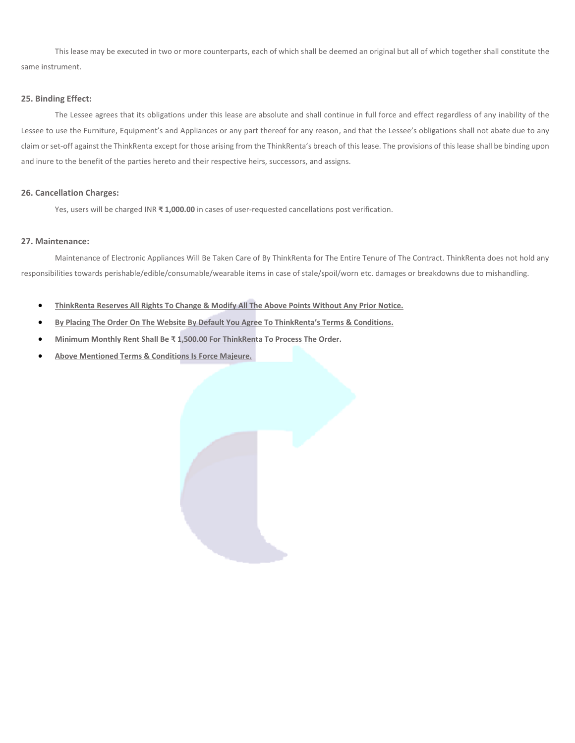This lease may be executed in two or more counterparts, each of which shall be deemed an original but all of which together shall constitute the same instrument.

### 25. Binding Effect:

The Lessee agrees that its obligations under this lease are absolute and shall continue in full force and effect regardless of any inability of the Lessee to use the Furniture, Equipment's and Appliances or any part thereof for any reason, and that the Lessee's obligations shall not abate due to any claim or set-off against the ThinkRenta except for those arising from the ThinkRenta's breach of this lease. The provisions of this lease shall be binding upon and inure to the benefit of the parties hereto and their respective heirs, successors, and assigns.

### 26. Cancellation Charges:

Yes, users will be charged INR **₹ 1,000.00** in cases of user-requested cancellations post verification.

### 27. Maintenance:

Maintenance of Electronic Appliances Will Be Taken Care of By ThinkRenta for The Entire Tenure of The Contract. ThinkRenta does not hold any responsibilities towards perishable/edible/consumable/wearable items in case of stale/spoil/worn etc. damages or breakdowns due to mishandling.

- **ThinkRenta Reserves All Rights To Change & Modify All The Above Points Without Any Prior Notice.**
- **By Placing The Order On The Website By Default You Agree To ThinkRenta's Terms & Conditions.**
- **Minimum Monthly Rent Shall Be ₹ 1,500.00 For ThinkRenta To Process The Order.**
- **Above Mentioned Terms & Conditions Is Force Majeure.**